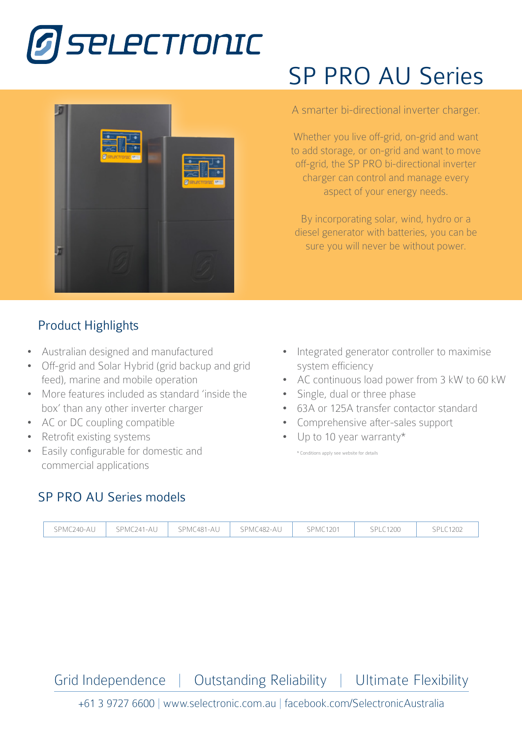# SELECTRONIC

# SP PRO AU Series

A smarter bi-directional inverter charger.

Whether you live off-grid, on-grid and want to add storage, or on-grid and want to move off-grid, the SP PRO bi-directional inverter charger can control and manage every aspect of your energy needs.

By incorporating solar, wind, hydro or a diesel generator with batteries, you can be sure you will never be without power.

## Product Highlights

- Australian designed and manufactured
- Off-grid and Solar Hybrid (grid backup and grid feed), marine and mobile operation
- More features included as standard 'inside the box' than any other inverter charger
- AC or DC coupling compatible
- Retrofit existing systems
- Easily configurable for domestic and commercial applications
- Integrated generator controller to maximise system efficiency
- AC continuous load power from 3 kW to 60 kW
- Single, dual or three phase
- 63A or 125A transfer contactor standard
- Comprehensive after-sales support
- Up to 10 year warranty*

\* Conditions apply see website for details

## SP PRO AU Series models

| SPMC240-AU | SPMC241-AU | SPMC481-AU | SPMC482-AU | SPMC1201 | SPLC1200 | SPLC1202 |
|---|---|---|---|---|---|---|

Grid Independence | Outstanding Reliability | Ultimate Flexibility

+61 3 9727 6600 | www.selectronic.com.au | facebook.com/SelectronicAustralia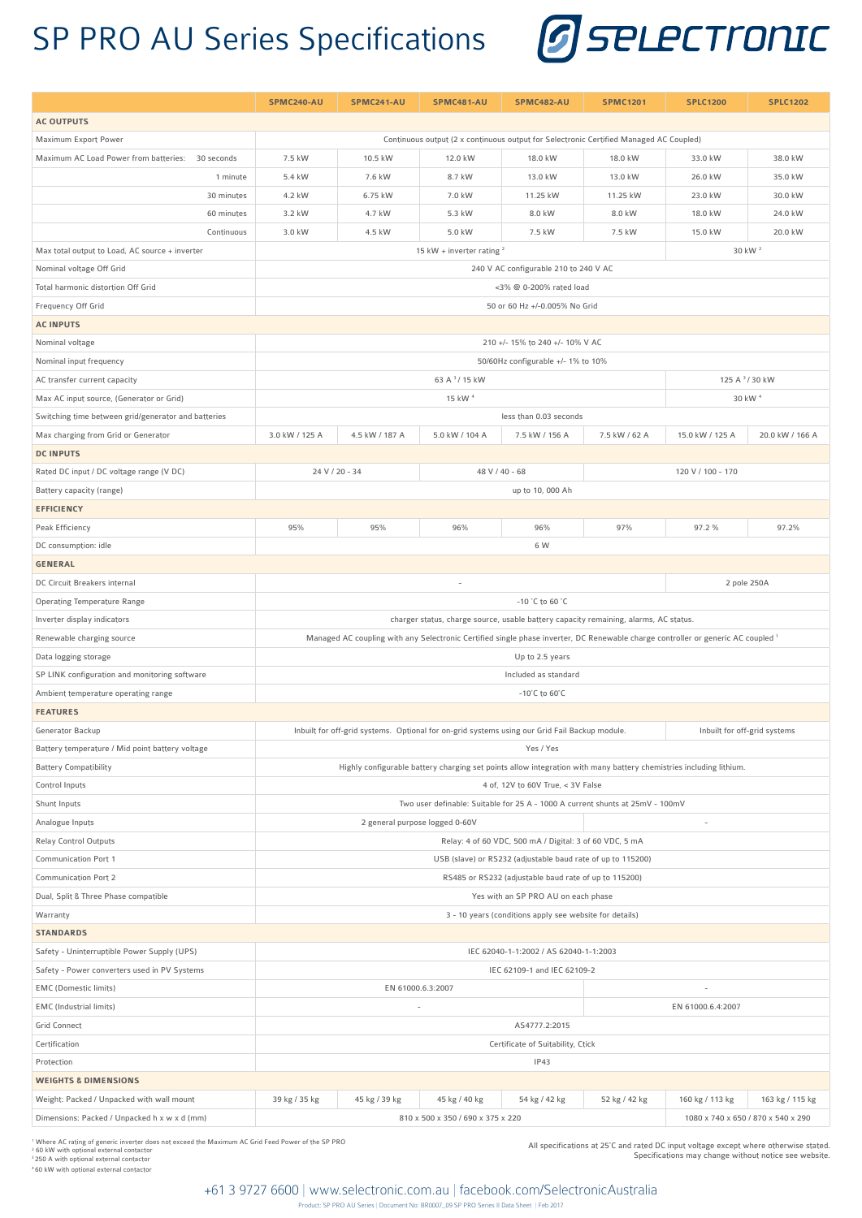# SP PRO AU Series Specifications

| | SPMC240-AU | SPMC241-AU | SPMC481-AU | SPMC482-AU | SPMC1201 | SPLC1200 | SPLC1202 |
|---|---|---|---|---|---|---|---|
| **AC OUTPUTS** | | | | | | | |
| Maximum Export Power | Continuous output (2 x continuous output for Selectronic Certified Managed AC Coupled) | | | | | | |
| Maximum AC Load Power from batteries: 30 seconds | 7.5 kW | 10.5 kW | 12.0 kW | 18.0 kW | 18.0 kW | 33.0 kW | 38.0 kW |
| 1 minute | 5.4 kW | 7.6 kW | 8.7 kW | 13.0 kW | 13.0 kW | 26.0 kW | 35.0 kW |
| 30 minutes | 4.2 kW | 6.75 kW | 7.0 kW | 11.25 kW | 11.25 kW | 23.0 kW | 30.0 kW |
| 60 minutes | 3.2 kW | 4.7 kW | 5.3 kW | 8.0 kW | 8.0 kW | 18.0 kW | 24.0 kW |
| Continuous | 3.0 kW | 4.5 kW | 5.0 kW | 7.5 kW | 7.5 kW | 15.0 kW | 20.0 kW |
| Max total output to Load, AC source + inverter | 15 kW + inverter rating [2] | | | | | 30 kW [2] | |
| Nominal voltage Off Grid | 240 V AC configurable 210 to 240 V AC | | | | | | |
| Total harmonic distortion Off Grid | <3% @ 0-200% rated load | | | | | | |
| Frequency Off Grid | 50 or 60 Hz +/-0.005% No Grid | | | | | | |
| **AC INPUTS** | | | | | | | |
| Nominal voltage | 210 +/- 15% to 240 +/- 10% V AC | | | | | | |
| Nominal input frequency | 50/60Hz configurable +/- 1% to 10% | | | | | | |
| AC transfer current capacity | 63 A [3] / 15 kW | | | | | 125 A [3] / 30 kW | |
| Max AC input source, (Generator or Grid) | 15 kW [4] | | | | | 30 kW [4] | |
| Switching time between grid/generator and batteries | less than 0.03 seconds | | | | | | |
| Max charging from Grid or Generator | 3.0 kW / 125 A | 4.5 kW / 187 A | 5.0 kW / 104 A | 7.5 kW / 156 A | 7.5 kW / 62 A | 15.0 kW / 125 A | 20.0 kW / 166 A |
| **DC INPUTS** | | | | | | | |
| Rated DC input / DC voltage range (V DC) | 24 V / 20 - 34 | | 48 V / 40 - 68 | | 120 V / 100 - 170 | | |
| Battery capacity (range) | up to 10, 000 Ah | | | | | | |
| **EFFICIENCY** | | | | | | | |
| Peak Efficiency | 95% | 95% | 96% | 96% | 97% | 97.2 % | 97.2% |
| DC consumption: idle | 6 W | | | | | | |
| **GENERAL** | | | | | | | |
| DC Circuit Breakers internal | - | | | | | 2 pole 250A | |
| Operating Temperature Range | -10 °C to 60 °C | | | | | | |
| Inverter display indicators | charger status, charge source, usable battery capacity remaining, alarms, AC status. | | | | | | |
| Renewable charging source | Managed AC coupling with any Selectronic Certified single phase inverter, DC Renewable charge controller or generic AC coupled [1] | | | | | | |
| Data logging storage | Up to 2.5 years | | | | | | |
| SP LINK configuration and monitoring software | Included as standard | | | | | | |
| Ambient temperature operating range | -10°C to 60°C | | | | | | |
| **FEATURES** | | | | | | | |
| Generator Backup | Inbuilt for off-grid systems. Optional for on-grid systems using our Grid Fail Backup module. | | | | | Inbuilt for off-grid systems | |
| Battery temperature / Mid point battery voltage | Yes / Yes | | | | | | |
| Battery Compatibility | Highly configurable battery charging set points allow integration with many battery chemistries including lithium. | | | | | | |
| Control Inputs | 4 of, 12V to 60V True, < 3V False | | | | | | |
| Shunt Inputs | Two user definable: Suitable for 25 A - 1000 A current shunts at 25mV - 100mV | | | | | | |
| Analogue Inputs | 2 general purpose logged 0-60V | | | | - | | |
| Relay Control Outputs | Relay: 4 of 60 VDC, 500 mA / Digital: 3 of 60 VDC, 5 mA | | | | | | |
| Communication Port 1 | USB (slave) or RS232 (adjustable baud rate of up to 115200) | | | | | | |
| Communication Port 2 | RS485 or RS232 (adjustable baud rate of up to 115200) | | | | | | |
| Dual, Split & Three Phase compatible | Yes with an SP PRO AU on each phase | | | | | | |
| Warranty | 3 - 10 years (conditions apply see website for details) | | | | | | |
| **STANDARDS** | | | | | | | |
| Safety - Uninterruptible Power Supply (UPS) | IEC 62040-1-1:2002 / AS 62040-1-1:2003 | | | | | | |
| Safety - Power converters used in PV Systems | IEC 62109-1 and IEC 62109-2 | | | | | | |
| EMC (Domestic limits) | EN 61000.6.3:2007 | | | | - | | |
| EMC (Industrial limits) | - | | | | EN 61000.6.4:2007 | | |
| Grid Connect | AS4777.2:2015 | | | | | | |
| Certification | Certificate of Suitability, Ctick | | | | | | |
| Protection | IP43 | | | | | | |
| **WEIGHTS & DIMENSIONS** | | | | | | | |
| Weight: Packed / Unpacked with wall mount | 39 kg / 35 kg | 45 kg / 39 kg | 45 kg / 40 kg | 54 kg / 42 kg | 52 kg / 42 kg | 160 kg / 113 kg | 163 kg / 115 kg |
| Dimensions: Packed / Unpacked h x w x d (mm) | 810 x 500 x 350 / 690 x 375 x 220 | | | | | 1080 x 740 x 650 / 870 x 540 x 290 | |

[1] Where AC rating of generic inverter does not exceed the Maximum AC Grid Feed Power of the SP PRO
[2] 60 kW with optional external contactor
[3] 250 A with optional external contactor
[4] 60 kW with optional external contactor

All specifications at 25°C and rated DC input voltage except where otherwise stated.
Specifications may change without notice see website.

+61 3 9727 6600 | www.selectronic.com.au | facebook.com/SelectronicAustralia

Product: SP PRO AU Series | Document No: BR0007_09 SP PRO Series II Data Sheet | Feb 2017